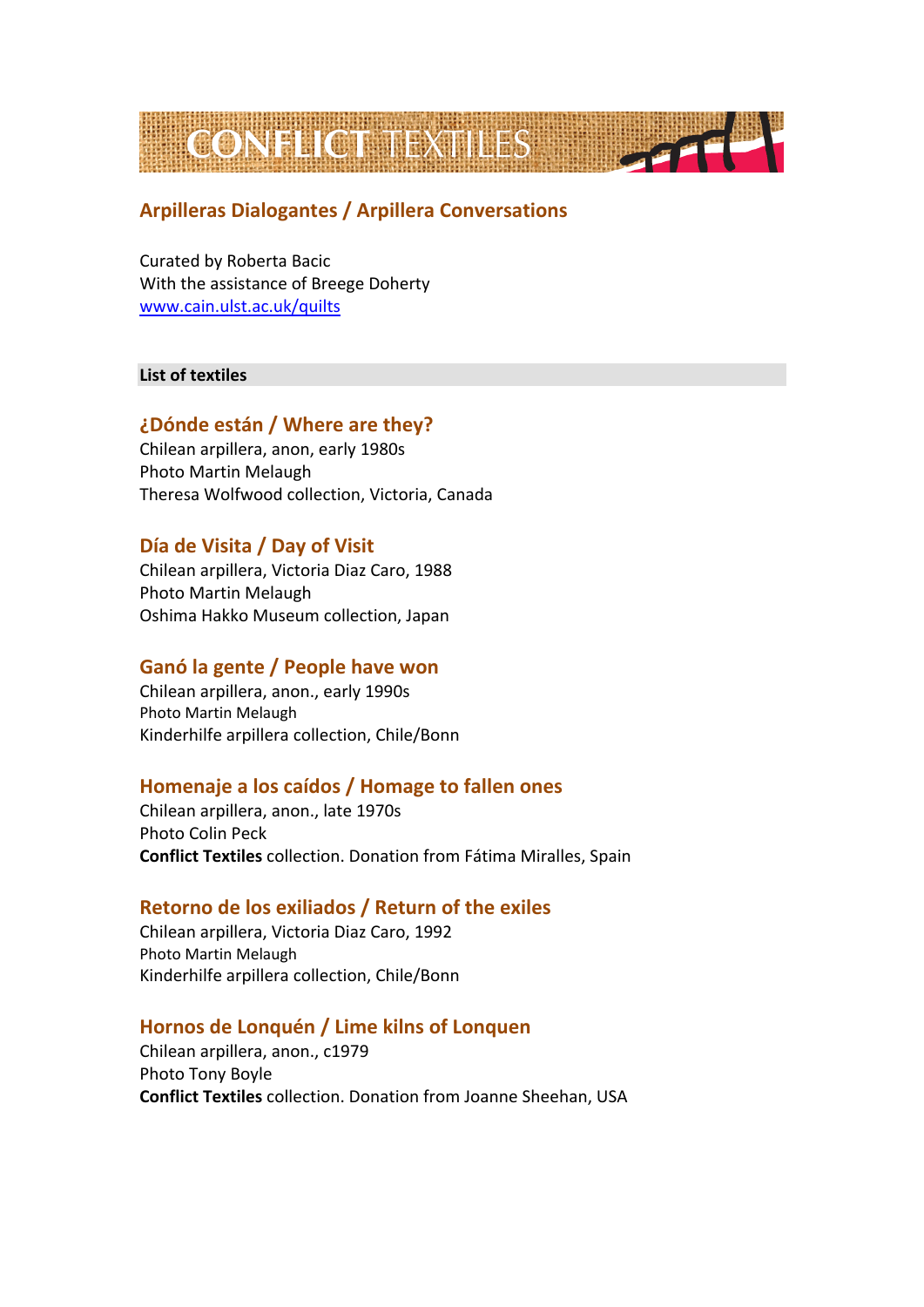# CONFLICT TEXTILES

## Arpilleras Dialogantes / Arpillera Conversations

Curated by Roberta Bacic
With the assistance of Breege Doherty
www.cain.ulst.ac.uk/quilts

**List of textiles**

### ¿Dónde están / Where are they?

Chilean arpillera, anon, early 1980s
Photo Martin Melaugh
Theresa Wolfwood collection, Victoria, Canada

### Día de Visita / Day of Visit

Chilean arpillera, Victoria Diaz Caro, 1988
Photo Martin Melaugh
Oshima Hakko Museum collection, Japan

### Ganó la gente / People have won

Chilean arpillera, anon., early 1990s
Photo Martin Melaugh
Kinderhilfe arpillera collection, Chile/Bonn

### Homenaje a los caídos / Homage to fallen ones

Chilean arpillera, anon., late 1970s
Photo Colin Peck
**Conflict Textiles** collection. Donation from Fátima Miralles, Spain

### Retorno de los exiliados / Return of the exiles

Chilean arpillera, Victoria Diaz Caro, 1992
Photo Martin Melaugh
Kinderhilfe arpillera collection, Chile/Bonn

### Hornos de Lonquén / Lime kilns of Lonquen

Chilean arpillera, anon., c1979
Photo Tony Boyle
**Conflict Textiles** collection. Donation from Joanne Sheehan, USA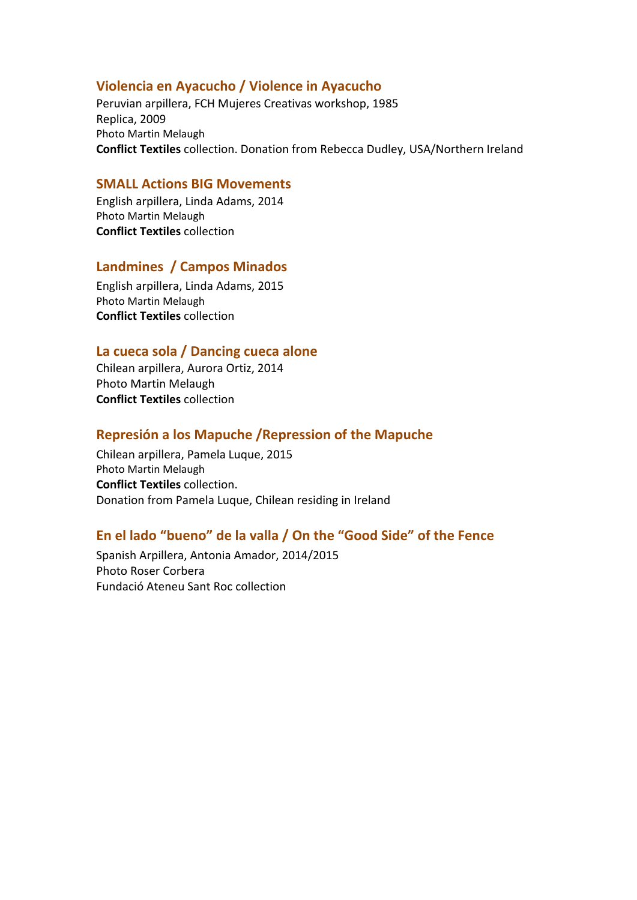### Violencia en Ayacucho / Violence in Ayacucho

Peruvian arpillera, FCH Mujeres Creativas workshop, 1985
Replica, 2009
Photo Martin Melaugh
**Conflict Textiles** collection. Donation from Rebecca Dudley, USA/Northern Ireland

### SMALL Actions BIG Movements

English arpillera, Linda Adams, 2014
Photo Martin Melaugh
**Conflict Textiles** collection

### Landmines / Campos Minados

English arpillera, Linda Adams, 2015
Photo Martin Melaugh
**Conflict Textiles** collection

### La cueca sola / Dancing cueca alone

Chilean arpillera, Aurora Ortiz, 2014
Photo Martin Melaugh
**Conflict Textiles** collection

### Represión a los Mapuche /Repression of the Mapuche

Chilean arpillera, Pamela Luque, 2015
Photo Martin Melaugh
**Conflict Textiles** collection.
Donation from Pamela Luque, Chilean residing in Ireland

### En el lado "bueno" de la valla / On the "Good Side" of the Fence

Spanish Arpillera, Antonia Amador, 2014/2015
Photo Roser Corbera
Fundació Ateneu Sant Roc collection